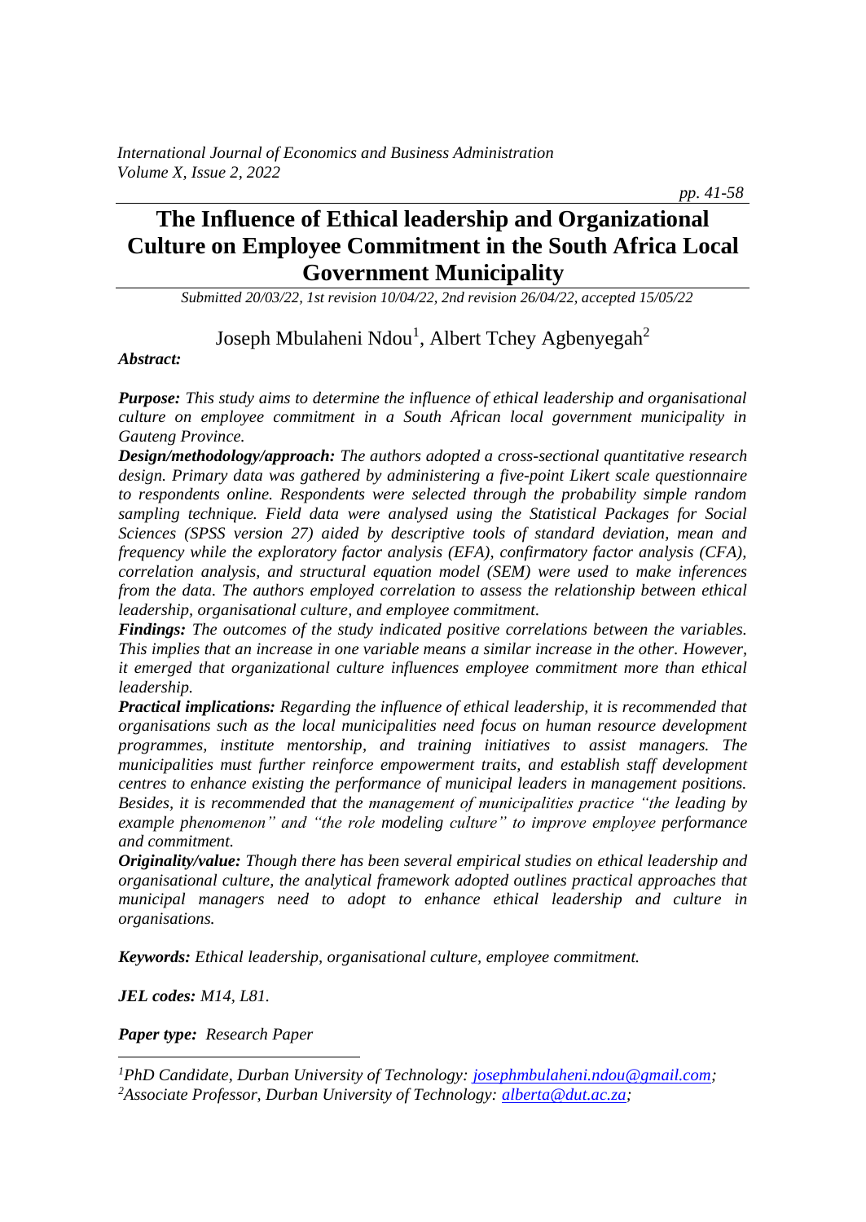# The Influence of Ethical leadership and Organizational Culture on Employee Commitment in the South Africa Local Government Municipality

*Submitted 20/03/22, 1st revision 10/04/22, 2nd revision 26/04/22, accepted 15/05/22*

Joseph Mbulaheni Ndou[1], Albert Tchey Agbenyegah[2]

***Abstract:***

***Purpose:*** *This study aims to determine the influence of ethical leadership and organisational culture on employee commitment in a South African local government municipality in Gauteng Province.*

***Design/methodology/approach:*** *The authors adopted a cross-sectional quantitative research design. Primary data was gathered by administering a five-point Likert scale questionnaire to respondents online. Respondents were selected through the probability simple random sampling technique. Field data were analysed using the Statistical Packages for Social Sciences (SPSS version 27) aided by descriptive tools of standard deviation, mean and frequency while the exploratory factor analysis (EFA), confirmatory factor analysis (CFA), correlation analysis, and structural equation model (SEM) were used to make inferences from the data. The authors employed correlation to assess the relationship between ethical leadership, organisational culture, and employee commitment.*

***Findings:*** *The outcomes of the study indicated positive correlations between the variables. This implies that an increase in one variable means a similar increase in the other. However, it emerged that organizational culture influences employee commitment more than ethical leadership.*

***Practical implications:*** *Regarding the influence of ethical leadership, it is recommended that organisations such as the local municipalities need focus on human resource development programmes, institute mentorship, and training initiatives to assist managers. The municipalities must further reinforce empowerment traits, and establish staff development centres to enhance existing the performance of municipal leaders in management positions. Besides, it is recommended that the management of municipalities practice "the leading by example phenomenon" and "the role modeling culture" to improve employee performance and commitment.*

***Originality/value:*** *Though there has been several empirical studies on ethical leadership and organisational culture, the analytical framework adopted outlines practical approaches that municipal managers need to adopt to enhance ethical leadership and culture in organisations.*

***Keywords:*** *Ethical leadership, organisational culture, employee commitment.*

***JEL codes:*** *M14, L81.*

***Paper type:*** *Research Paper*

---

*[1]PhD Candidate, Durban University of Technology: josephmbulaheni.ndou@gmail.com;*
*[2]Associate Professor, Durban University of Technology: alberta@dut.ac.za;*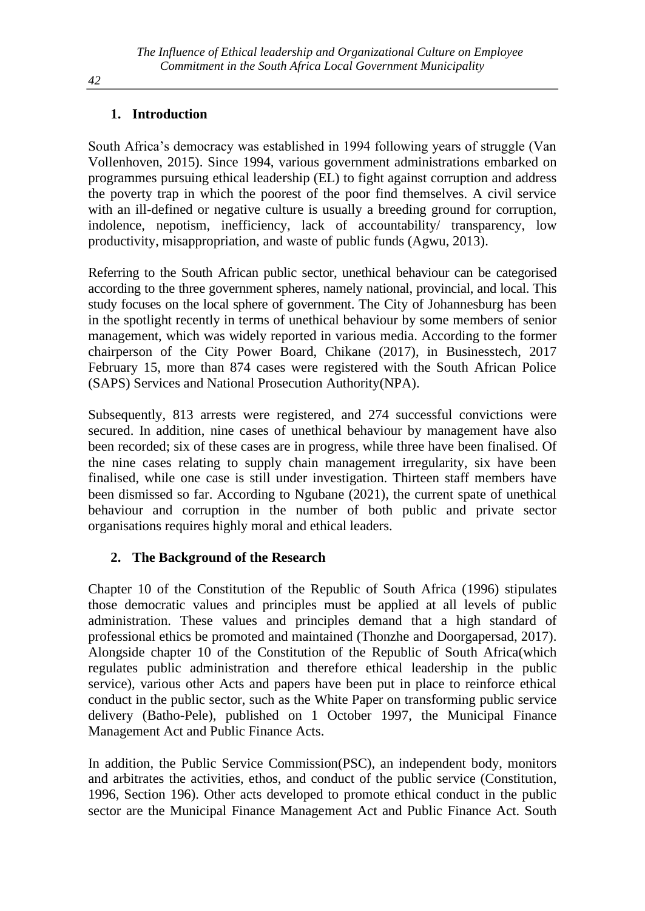## 1. Introduction

South Africa's democracy was established in 1994 following years of struggle (Van Vollenhoven, 2015). Since 1994, various government administrations embarked on programmes pursuing ethical leadership (EL) to fight against corruption and address the poverty trap in which the poorest of the poor find themselves. A civil service with an ill-defined or negative culture is usually a breeding ground for corruption, indolence, nepotism, inefficiency, lack of accountability/ transparency, low productivity, misappropriation, and waste of public funds (Agwu, 2013).

Referring to the South African public sector, unethical behaviour can be categorised according to the three government spheres, namely national, provincial, and local. This study focuses on the local sphere of government. The City of Johannesburg has been in the spotlight recently in terms of unethical behaviour by some members of senior management, which was widely reported in various media. According to the former chairperson of the City Power Board, Chikane (2017), in Businesstech, 2017 February 15, more than 874 cases were registered with the South African Police (SAPS) Services and National Prosecution Authority(NPA).

Subsequently, 813 arrests were registered, and 274 successful convictions were secured. In addition, nine cases of unethical behaviour by management have also been recorded; six of these cases are in progress, while three have been finalised. Of the nine cases relating to supply chain management irregularity, six have been finalised, while one case is still under investigation. Thirteen staff members have been dismissed so far. According to Ngubane (2021), the current spate of unethical behaviour and corruption in the number of both public and private sector organisations requires highly moral and ethical leaders.

## 2. The Background of the Research

Chapter 10 of the Constitution of the Republic of South Africa (1996) stipulates those democratic values and principles must be applied at all levels of public administration. These values and principles demand that a high standard of professional ethics be promoted and maintained (Thonzhe and Doorgapersad, 2017). Alongside chapter 10 of the Constitution of the Republic of South Africa(which regulates public administration and therefore ethical leadership in the public service), various other Acts and papers have been put in place to reinforce ethical conduct in the public sector, such as the White Paper on transforming public service delivery (Batho-Pele), published on 1 October 1997, the Municipal Finance Management Act and Public Finance Acts.

In addition, the Public Service Commission(PSC), an independent body, monitors and arbitrates the activities, ethos, and conduct of the public service (Constitution, 1996, Section 196). Other acts developed to promote ethical conduct in the public sector are the Municipal Finance Management Act and Public Finance Act. South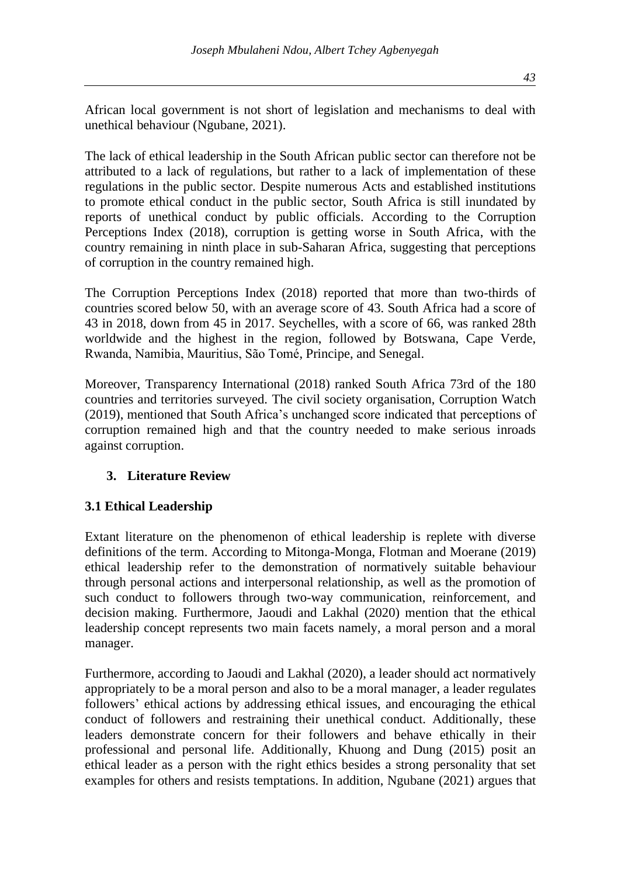African local government is not short of legislation and mechanisms to deal with unethical behaviour (Ngubane, 2021).

The lack of ethical leadership in the South African public sector can therefore not be attributed to a lack of regulations, but rather to a lack of implementation of these regulations in the public sector. Despite numerous Acts and established institutions to promote ethical conduct in the public sector, South Africa is still inundated by reports of unethical conduct by public officials. According to the Corruption Perceptions Index (2018), corruption is getting worse in South Africa, with the country remaining in ninth place in sub-Saharan Africa, suggesting that perceptions of corruption in the country remained high.

The Corruption Perceptions Index (2018) reported that more than two-thirds of countries scored below 50, with an average score of 43. South Africa had a score of 43 in 2018, down from 45 in 2017. Seychelles, with a score of 66, was ranked 28th worldwide and the highest in the region, followed by Botswana, Cape Verde, Rwanda, Namibia, Mauritius, São Tomé, Principe, and Senegal.

Moreover, Transparency International (2018) ranked South Africa 73rd of the 180 countries and territories surveyed. The civil society organisation, Corruption Watch (2019), mentioned that South Africa's unchanged score indicated that perceptions of corruption remained high and that the country needed to make serious inroads against corruption.

## 3. Literature Review

### 3.1 Ethical Leadership

Extant literature on the phenomenon of ethical leadership is replete with diverse definitions of the term. According to Mitonga-Monga, Flotman and Moerane (2019) ethical leadership refer to the demonstration of normatively suitable behaviour through personal actions and interpersonal relationship, as well as the promotion of such conduct to followers through two-way communication, reinforcement, and decision making. Furthermore, Jaoudi and Lakhal (2020) mention that the ethical leadership concept represents two main facets namely, a moral person and a moral manager.

Furthermore, according to Jaoudi and Lakhal (2020), a leader should act normatively appropriately to be a moral person and also to be a moral manager, a leader regulates followers' ethical actions by addressing ethical issues, and encouraging the ethical conduct of followers and restraining their unethical conduct. Additionally, these leaders demonstrate concern for their followers and behave ethically in their professional and personal life. Additionally, Khuong and Dung (2015) posit an ethical leader as a person with the right ethics besides a strong personality that set examples for others and resists temptations. In addition, Ngubane (2021) argues that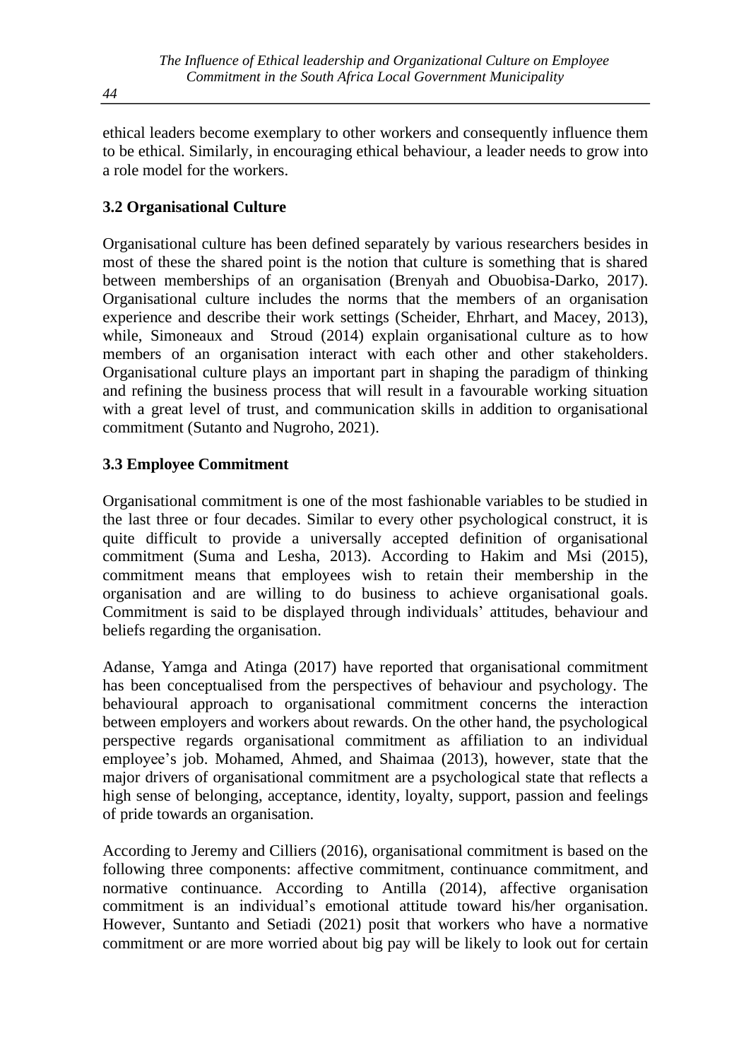ethical leaders become exemplary to other workers and consequently influence them to be ethical. Similarly, in encouraging ethical behaviour, a leader needs to grow into a role model for the workers.

### 3.2 Organisational Culture

Organisational culture has been defined separately by various researchers besides in most of these the shared point is the notion that culture is something that is shared between memberships of an organisation (Brenyah and Obuobisa-Darko, 2017). Organisational culture includes the norms that the members of an organisation experience and describe their work settings (Scheider, Ehrhart, and Macey, 2013), while, Simoneaux and Stroud (2014) explain organisational culture as to how members of an organisation interact with each other and other stakeholders. Organisational culture plays an important part in shaping the paradigm of thinking and refining the business process that will result in a favourable working situation with a great level of trust, and communication skills in addition to organisational commitment (Sutanto and Nugroho, 2021).

### 3.3 Employee Commitment

Organisational commitment is one of the most fashionable variables to be studied in the last three or four decades. Similar to every other psychological construct, it is quite difficult to provide a universally accepted definition of organisational commitment (Suma and Lesha, 2013). According to Hakim and Msi (2015), commitment means that employees wish to retain their membership in the organisation and are willing to do business to achieve organisational goals. Commitment is said to be displayed through individuals' attitudes, behaviour and beliefs regarding the organisation.

Adanse, Yamga and Atinga (2017) have reported that organisational commitment has been conceptualised from the perspectives of behaviour and psychology. The behavioural approach to organisational commitment concerns the interaction between employers and workers about rewards. On the other hand, the psychological perspective regards organisational commitment as affiliation to an individual employee's job. Mohamed, Ahmed, and Shaimaa (2013), however, state that the major drivers of organisational commitment are a psychological state that reflects a high sense of belonging, acceptance, identity, loyalty, support, passion and feelings of pride towards an organisation.

According to Jeremy and Cilliers (2016), organisational commitment is based on the following three components: affective commitment, continuance commitment, and normative continuance. According to Antilla (2014), affective organisation commitment is an individual's emotional attitude toward his/her organisation. However, Suntanto and Setiadi (2021) posit that workers who have a normative commitment or are more worried about big pay will be likely to look out for certain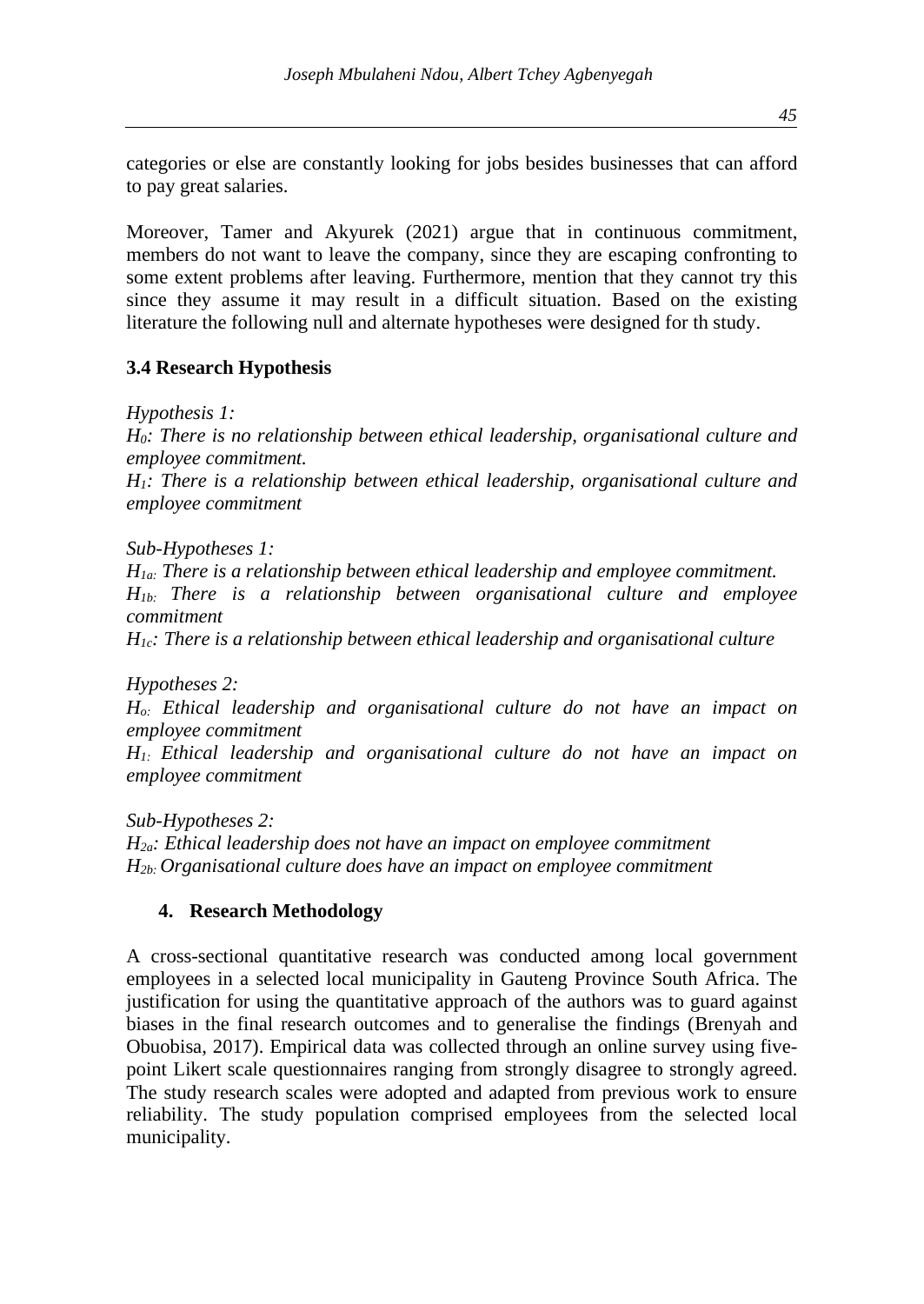categories or else are constantly looking for jobs besides businesses that can afford to pay great salaries.

Moreover, Tamer and Akyurek (2021) argue that in continuous commitment, members do not want to leave the company, since they are escaping confronting to some extent problems after leaving. Furthermore, mention that they cannot try this since they assume it may result in a difficult situation. Based on the existing literature the following null and alternate hypotheses were designed for th study.

### 3.4 Research Hypothesis

*Hypothesis 1:*

*$H_0$: There is no relationship between ethical leadership, organisational culture and employee commitment.*

*$H_1$: There is a relationship between ethical leadership, organisational culture and employee commitment*

*Sub-Hypotheses 1:*

*$H_{1a:}$ There is a relationship between ethical leadership and employee commitment.*

*$H_{1b:}$ There is a relationship between organisational culture and employee commitment*

*$H_{1c}$: There is a relationship between ethical leadership and organisational culture*

*Hypotheses 2:*

*$H_{o:}$ Ethical leadership and organisational culture do not have an impact on employee commitment*

*$H_{1:}$ Ethical leadership and organisational culture do not have an impact on employee commitment*

*Sub-Hypotheses 2:*

*$H_{2a}$: Ethical leadership does not have an impact on employee commitment*

*$H_{2b:}$ Organisational culture does have an impact on employee commitment*

## 4. Research Methodology

A cross-sectional quantitative research was conducted among local government employees in a selected local municipality in Gauteng Province South Africa. The justification for using the quantitative approach of the authors was to guard against biases in the final research outcomes and to generalise the findings (Brenyah and Obuobisa, 2017). Empirical data was collected through an online survey using five-point Likert scale questionnaires ranging from strongly disagree to strongly agreed. The study research scales were adopted and adapted from previous work to ensure reliability. The study population comprised employees from the selected local municipality.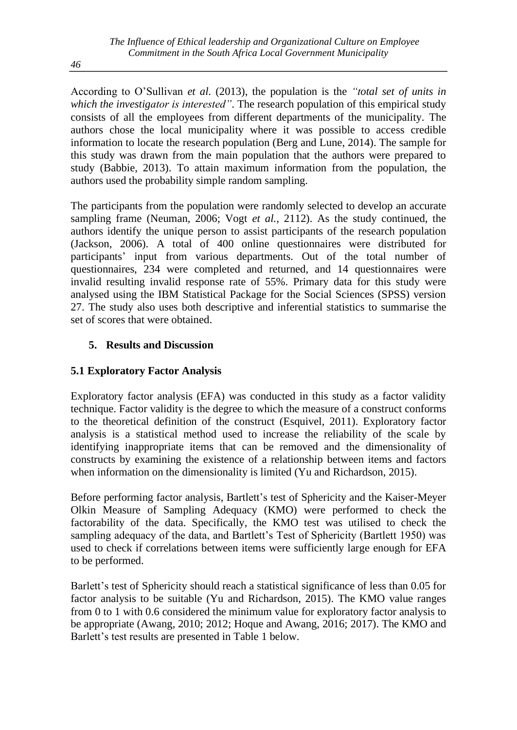According to O'Sullivan *et al.* (2013), the population is the *"total set of units in which the investigator is interested"*. The research population of this empirical study consists of all the employees from different departments of the municipality. The authors chose the local municipality where it was possible to access credible information to locate the research population (Berg and Lune, 2014). The sample for this study was drawn from the main population that the authors were prepared to study (Babbie, 2013). To attain maximum information from the population, the authors used the probability simple random sampling.

The participants from the population were randomly selected to develop an accurate sampling frame (Neuman, 2006; Vogt *et al.,* 2112). As the study continued, the authors identify the unique person to assist participants of the research population (Jackson, 2006). A total of 400 online questionnaires were distributed for participants' input from various departments. Out of the total number of questionnaires, 234 were completed and returned, and 14 questionnaires were invalid resulting invalid response rate of 55%. Primary data for this study were analysed using the IBM Statistical Package for the Social Sciences (SPSS) version 27. The study also uses both descriptive and inferential statistics to summarise the set of scores that were obtained.

## 5. Results and Discussion

### 5.1 Exploratory Factor Analysis

Exploratory factor analysis (EFA) was conducted in this study as a factor validity technique. Factor validity is the degree to which the measure of a construct conforms to the theoretical definition of the construct (Esquivel, 2011). Exploratory factor analysis is a statistical method used to increase the reliability of the scale by identifying inappropriate items that can be removed and the dimensionality of constructs by examining the existence of a relationship between items and factors when information on the dimensionality is limited (Yu and Richardson, 2015).

Before performing factor analysis, Bartlett's test of Sphericity and the Kaiser-Meyer Olkin Measure of Sampling Adequacy (KMO) were performed to check the factorability of the data. Specifically, the KMO test was utilised to check the sampling adequacy of the data, and Bartlett's Test of Sphericity (Bartlett 1950) was used to check if correlations between items were sufficiently large enough for EFA to be performed.

Barlett's test of Sphericity should reach a statistical significance of less than 0.05 for factor analysis to be suitable (Yu and Richardson, 2015). The KMO value ranges from 0 to 1 with 0.6 considered the minimum value for exploratory factor analysis to be appropriate (Awang, 2010; 2012; Hoque and Awang, 2016; 2017). The KMO and Barlett's test results are presented in Table 1 below.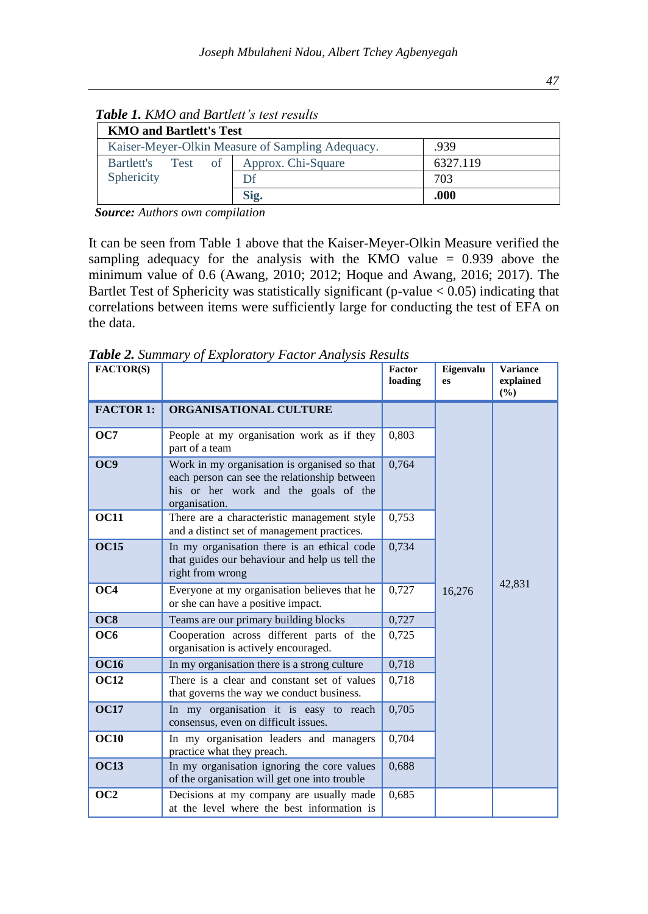***Table 1.*** *KMO and Bartlett's test results*

| **KMO and Bartlett's Test** | | |
|---|---|---|
| Kaiser-Meyer-Olkin Measure of Sampling Adequacy. | | .939 |
| Bartlett's Test of Sphericity | Approx. Chi-Square | 6327.119 |
| | Df | 703 |
| | **Sig.** | **.000** |

***Source:*** *Authors own compilation*

It can be seen from Table 1 above that the Kaiser-Meyer-Olkin Measure verified the sampling adequacy for the analysis with the KMO value = 0.939 above the minimum value of 0.6 (Awang, 2010; 2012; Hoque and Awang, 2016; 2017). The Bartlet Test of Sphericity was statistically significant (p-value $< 0.05$) indicating that correlations between items were sufficiently large for conducting the test of EFA on the data.

***Table 2.*** *Summary of Exploratory Factor Analysis Results*

| **FACTOR(S)** | | **Factor loading** | **Eigenvalues** | **Variance explained (%)** |
|---|---|---|---|---|
| **FACTOR 1:** | **ORGANISATIONAL CULTURE** | | 16,276 | 42,831 |
| **OC7** | People at my organisation work as if they part of a team | 0,803 | | |
| **OC9** | Work in my organisation is organised so that each person can see the relationship between his or her work and the goals of the organisation. | 0,764 | | |
| **OC11** | There a characteristic management style and a distinct set of management practices. | 0,753 | | |
| **OC15** | In my organisation there is an ethical code that guides our behaviour and help us tell the right from wrong | 0,734 | | |
| **OC4** | Everyone at my organisation believes that he or she can have a positive impact. | 0,727 | | |
| **OC8** | Teams are our primary building blocks | 0,727 | | |
| **OC6** | Cooperation across different parts of the organisation is actively encouraged. | 0,725 | | |
| **OC16** | In my organisation there is a strong culture | 0,718 | | |
| **OC12** | There is a clear and constant set of values that governs the way we conduct business. | 0,718 | | |
| **OC17** | In my organisation it is easy to reach consensus, even on difficult issues. | 0,705 | | |
| **OC10** | In my organisation leaders and managers practice what they preach. | 0,704 | | |
| **OC13** | In my organisation ignoring the core values of the organisation will get one into trouble | 0,688 | | |
| **OC2** | Decisions at my company are usually made at the level where the best information is | 0,685 | | |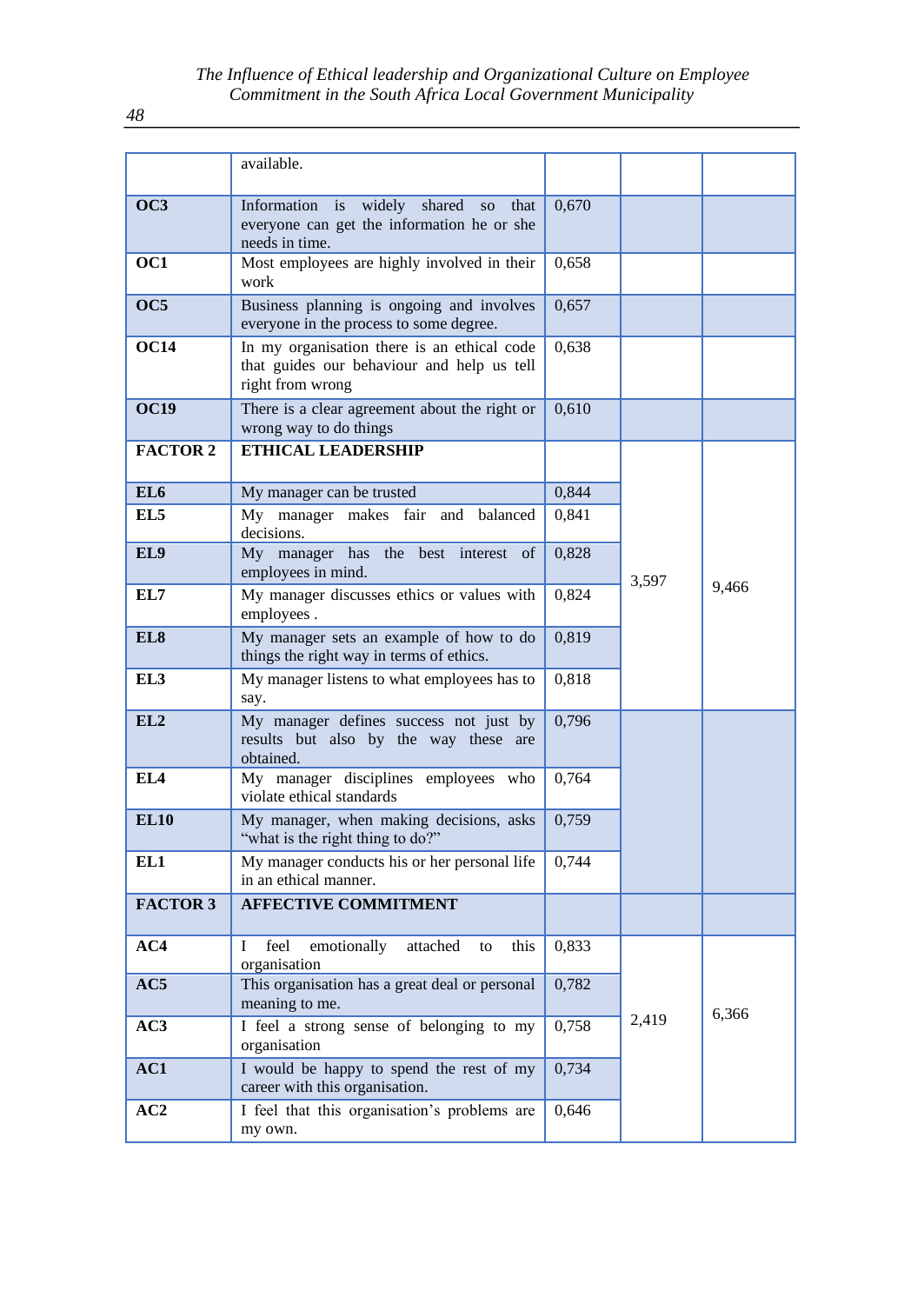| | available. | | | |
|---|---|---|---|---|
| **OC3** | Information is widely shared so that everyone can get the information he or she needs in time. | 0,670 | | |
| **OC1** | Most employees are highly involved in their work | 0,658 | | |
| **OC5** | Business planning is ongoing and involves everyone in the process to some degree. | 0,657 | | |
| **OC14** | In my organisation there is an ethical code that guides our behaviour and help us tell right from wrong | 0,638 | | |
| **OC19** | There is a clear agreement about the right or wrong way to do things | 0,610 | | |
| **FACTOR 2** | **ETHICAL LEADERSHIP** | | 3,597 | 9,466 |
| **EL6** | My manager can be trusted | 0,844 | | |
| **EL5** | My manager makes fair and balanced decisions. | 0,841 | | |
| **EL9** | My manager has the best interest of employees in mind. | 0,828 | | |
| **EL7** | My manager discusses ethics or values with employees . | 0,824 | | |
| **EL8** | My manager sets an example of how to do things the right way in terms of ethics. | 0,819 | | |
| **EL3** | My manager listens to what employees has to say. | 0,818 | | |
| **EL2** | My manager defines success not just by results but also by the way these are obtained. | 0,796 | | |
| **EL4** | My manager disciplines employees who violate ethical standards | 0,764 | | |
| **EL10** | My manager, when making decisions, asks "what is the right thing to do?" | 0,759 | | |
| **EL1** | My manager conducts his or her personal life in an ethical manner. | 0,744 | | |
| **FACTOR 3** | **AFFECTIVE COMMITMENT** | | | |
| **AC4** | I feel emotionally attached to this organisation | 0,833 | 2,419 | 6,366 |
| **AC5** | This organisation has a great deal or personal meaning to me. | 0,782 | | |
| **AC3** | I feel a strong sense of belonging to my organisation | 0,758 | | |
| **AC1** | I would be happy to spend the rest of my career with this organisation. | 0,734 | | |
| **AC2** | I feel that this organisation's problems are my own. | 0,646 | | |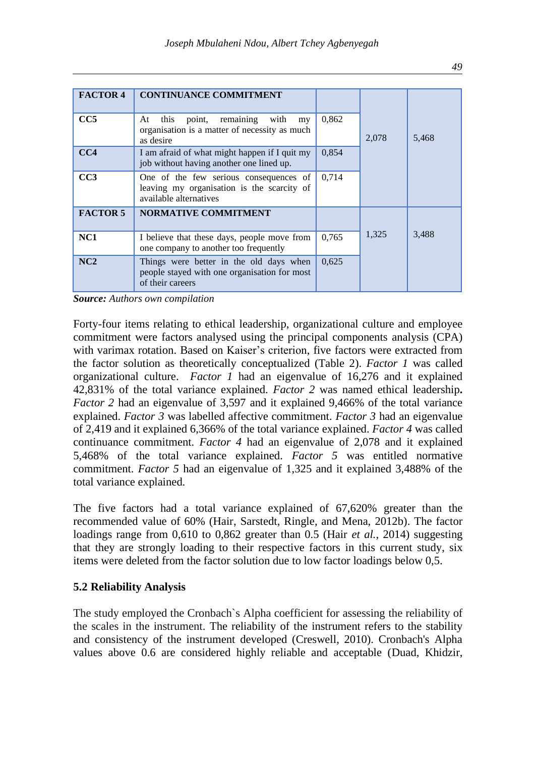| FACTOR 4 | CONTINUANCE COMMITMENT | | | |
|---|---|---|---|---|
| CC5 | At this point, remaining with my organisation is a matter of necessity as much as desire | 0,862 | 2,078 | 5,468 |
| CC4 | I am afraid of what might happen if I quit my job without having another one lined up. | 0,854 | | |
| CC3 | One of the few serious consequences of leaving my organisation is the scarcity of available alternatives | 0,714 | | |
| **FACTOR 5** | **NORMATIVE COMMITMENT** | | 1,325 | 3,488 |
| NC1 | I believe that these days, people move from one company to another too frequently | 0,765 | | |
| NC2 | Things were better in the old days when people stayed with one organisation for most of their careers | 0,625 | | |

***Source:*** *Authors own compilation*

Forty-four items relating to ethical leadership, organizational culture and employee commitment were factors analysed using the principal components analysis (CPA) with varimax rotation. Based on Kaiser's criterion, five factors were extracted from the factor solution as theoretically conceptualized (Table 2). *Factor 1* was called organizational culture. *Factor 1* had an eigenvalue of 16,276 and it explained 42,831% of the total variance explained. *Factor 2* was named ethical leadership**.** *Factor 2* had an eigenvalue of 3,597 and it explained 9,466% of the total variance explained. *Factor 3* was labelled affective commitment. *Factor 3* had an eigenvalue of 2,419 and it explained 6,366% of the total variance explained. *Factor 4* was called continuance commitment. *Factor 4* had an eigenvalue of 2,078 and it explained 5,468% of the total variance explained. *Factor 5* was entitled normative commitment. *Factor 5* had an eigenvalue of 1,325 and it explained 3,488% of the total variance explained.

The five factors had a total variance explained of 67,620% greater than the recommended value of 60% (Hair, Sarstedt, Ringle, and Mena, 2012b). The factor loadings range from 0,610 to 0,862 greater than 0.5 (Hair *et al.*, 2014) suggesting that they are strongly loading to their respective factors in this current study, six items were deleted from the factor solution due to low factor loadings below 0,5.

## 5.2 Reliability Analysis

The study employed the Cronbach`s Alpha coefficient for assessing the reliability of the scales in the instrument. The reliability of the instrument refers to the stability and consistency of the instrument developed (Creswell, 2010). Cronbach's Alpha values above 0.6 are considered highly reliable and acceptable (Duad, Khidzir,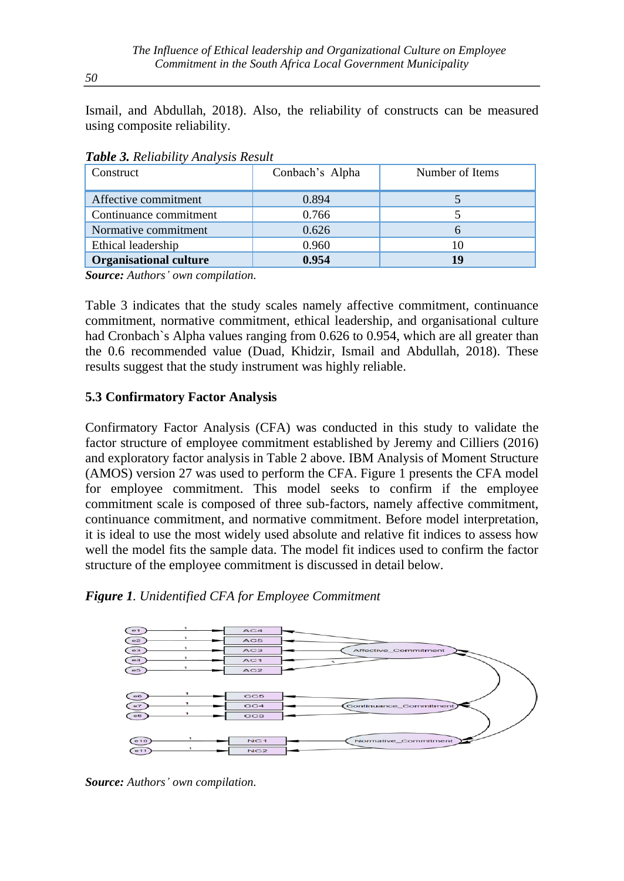Ismail, and Abdullah, 2018). Also, the reliability of constructs can be measured using composite reliability.

***Table 3.*** *Reliability Analysis Result*

| Construct | Conbach's Alpha | Number of Items |
|---|---|---|
| Affective commitment | 0.894 | 5 |
| Continuance commitment | 0.766 | 5 |
| Normative commitment | 0.626 | 6 |
| Ethical leadership | 0.960 | 10 |
| **Organisational culture** | **0.954** | **19** |

***Source:*** *Authors' own compilation.*

Table 3 indicates that the study scales namely affective commitment, continuance commitment, normative commitment, ethical leadership, and organisational culture had Cronbach`s Alpha values ranging from 0.626 to 0.954, which are all greater than the 0.6 recommended value (Duad, Khidzir, Ismail and Abdullah, 2018). These results suggest that the study instrument was highly reliable.

### 5.3 Confirmatory Factor Analysis

Confirmatory Factor Analysis (CFA) was conducted in this study to validate the factor structure of employee commitment established by Jeremy and Cilliers (2016) and exploratory factor analysis in Table 2 above. IBM Analysis of Moment Structure (AMOS) version 27 was used to perform the CFA. Figure 1 presents the CFA model for employee commitment. This model seeks to confirm if the employee commitment scale is composed of three sub-factors, namely affective commitment, continuance commitment, and normative commitment. Before model interpretation, it is ideal to use the most widely used absolute and relative fit indices to assess how well the model fits the sample data. The model fit indices used to confirm the factor structure of the employee commitment is discussed in detail below.

***Figure 1****. Unidentified CFA for Employee Commitment*

***Source:*** *Authors' own compilation.*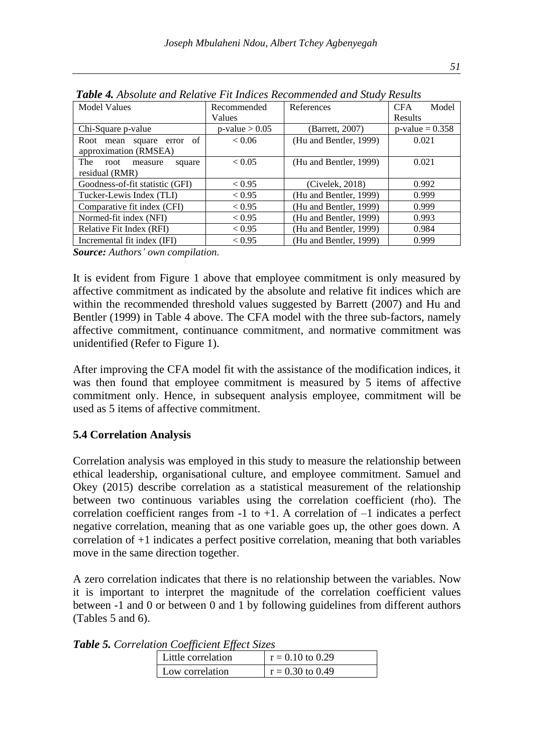*Table 4. Absolute and Relative Fit Indices Recommended and Study Results*

| Model Values | Recommended Values | References | CFA Model Results |
|---|---|---|---|
| Chi-Square p-value | p-value > 0.05 | (Barrett, 2007) | p-value = 0.358 |
| Root mean square error of approximation (RMSEA) | < 0.06 | (Hu and Bentler, 1999) | 0.021 |
| The root measure square residual (RMR) | < 0.05 | (Hu and Bentler, 1999) | 0.021 |
| Goodness-of-fit statistic (GFI) | < 0.95 | (Civelek, 2018) | 0.992 |
| Tucker-Lewis Index (TLI) | < 0.95 | (Hu and Bentler, 1999) | 0.999 |
| Comparative fit index (CFI) | < 0.95 | (Hu and Bentler, 1999) | 0.999 |
| Normed-fit index (NFI) | < 0.95 | (Hu and Bentler, 1999) | 0.993 |
| Relative Fit Index (RFI) | < 0.95 | (Hu and Bentler, 1999) | 0.984 |
| Incremental fit index (IFI) | < 0.95 | (Hu and Bentler, 1999) | 0.999 |

***Source:*** *Authors' own compilation.*

It is evident from Figure 1 above that employee commitment is only measured by affective commitment as indicated by the absolute and relative fit indices which are within the recommended threshold values suggested by Barrett (2007) and Hu and Bentler (1999) in Table 4 above. The CFA model with the three sub-factors, namely affective commitment, continuance commitment, and normative commitment was unidentified (Refer to Figure 1).

After improving the CFA model fit with the assistance of the modification indices, it was then found that employee commitment is measured by 5 items of affective commitment only. Hence, in subsequent analysis employee, commitment will be used as 5 items of affective commitment.

### 5.4 Correlation Analysis

Correlation analysis was employed in this study to measure the relationship between ethical leadership, organisational culture, and employee commitment. Samuel and Okey (2015) describe correlation as a statistical measurement of the relationship between two continuous variables using the correlation coefficient (rho). The correlation coefficient ranges from -1 to +1. A correlation of –1 indicates a perfect negative correlation, meaning that as one variable goes up, the other goes down. A correlation of +1 indicates a perfect positive correlation, meaning that both variables move in the same direction together.

A zero correlation indicates that there is no relationship between the variables. Now it is important to interpret the magnitude of the correlation coefficient values between -1 and 0 or between 0 and 1 by following guidelines from different authors (Tables 5 and 6).

*Table 5. Correlation Coefficient Effect Sizes*

| Little correlation | r = 0.10 to 0.29 |
|---|---|
| Low correlation | r = 0.30 to 0.49 |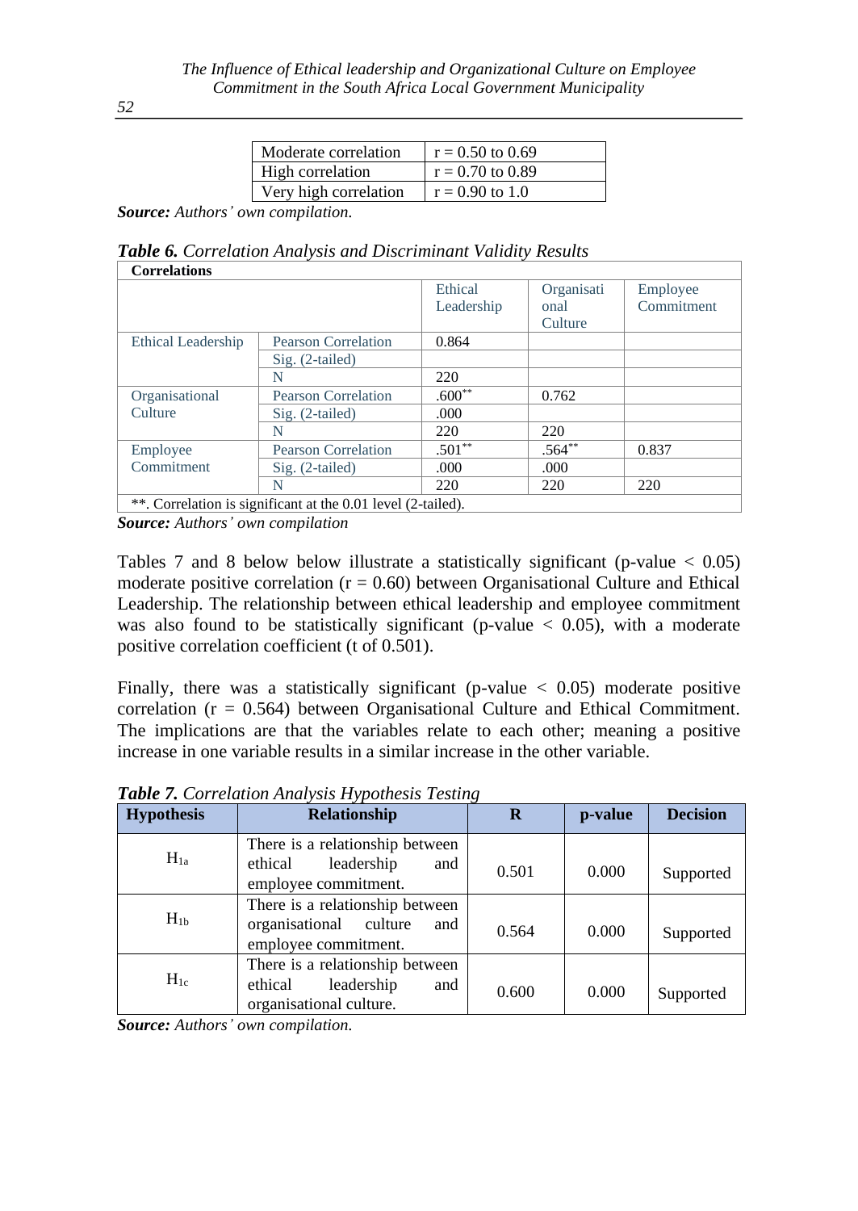| Moderate correlation | r = 0.50 to 0.69 |
|---|---|
| High correlation | r = 0.70 to 0.89 |
| Very high correlation | r = 0.90 to 1.0 |

***Source:*** *Authors' own compilation.*

***Table 6.*** *Correlation Analysis and Discriminant Validity Results*

| **Correlations** | | | | |
|---|---|---|---|---|
| | | Ethical Leadership | Organisational Culture | Employee Commitment |
| Ethical Leadership | Pearson Correlation | 0.864 | | |
| | Sig. (2-tailed) | | | |
| | N | 220 | | |
| Organisational Culture | Pearson Correlation | .600** | 0.762 | |
| | Sig. (2-tailed) | .000 | | |
| | N | 220 | 220 | |
| Employee Commitment | Pearson Correlation | .501** | .564** | 0.837 |
| | Sig. (2-tailed) | .000 | .000 | |
| | N | 220 | 220 | 220 |
| **. Correlation is significant at the 0.01 level (2-tailed). | | | | |

***Source:*** *Authors' own compilation*

Tables 7 and 8 below below illustrate a statistically significant (p-value < 0.05) moderate positive correlation (r = 0.60) between Organisational Culture and Ethical Leadership. The relationship between ethical leadership and employee commitment was also found to be statistically significant (p-value < 0.05), with a moderate positive correlation coefficient (t of 0.501).

Finally, there was a statistically significant (p-value < 0.05) moderate positive correlation (r = 0.564) between Organisational Culture and Ethical Commitment. The implications are that the variables relate to each other; meaning a positive increase in one variable results in a similar increase in the other variable.

***Table 7.*** *Correlation Analysis Hypothesis Testing*

| **Hypothesis** | **Relationship** | **R** | **p-value** | **Decision** |
|---|---|---|---|---|
| $H_{1a}$ | There is a relationship between ethical leadership and employee commitment. | 0.501 | 0.000 | Supported |
| $H_{1b}$ | There is a relationship between organisational culture and employee commitment. | 0.564 | 0.000 | Supported |
| $H_{1c}$ | There is a relationship between ethical leadership and organisational culture. | 0.600 | 0.000 | Supported |

***Source:*** *Authors' own compilation.*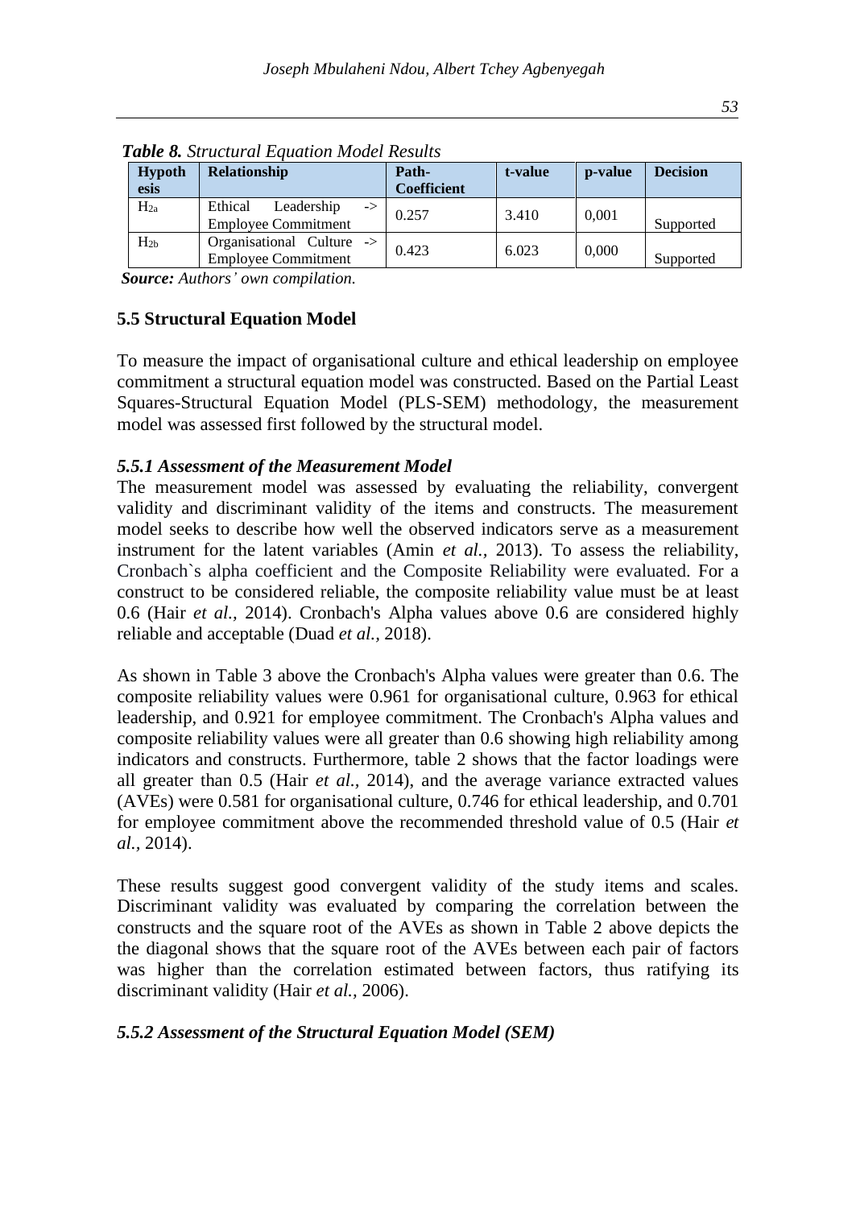***Table 8.*** *Structural Equation Model Results*

| Hypothesis | Relationship | Path-Coefficient | t-value | p-value | Decision |
|---|---|---|---|---|---|
| $H_{2a}$ | Ethical Leadership -> Employee Commitment | 0.257 | 3.410 | 0,001 | Supported |
| $H_{2b}$ | Organisational Culture -> Employee Commitment | 0.423 | 6.023 | 0,000 | Supported |

***Source:*** *Authors' own compilation.*

### 5.5 Structural Equation Model

To measure the impact of organisational culture and ethical leadership on employee commitment a structural equation model was constructed. Based on the Partial Least Squares-Structural Equation Model (PLS-SEM) methodology, the measurement model was assessed first followed by the structural model.

#### *5.5.1 Assessment of the Measurement Model*

The measurement model was assessed by evaluating the reliability, convergent validity and discriminant validity of the items and constructs. The measurement model seeks to describe how well the observed indicators serve as a measurement instrument for the latent variables (Amin *et al.,* 2013). To assess the reliability, Cronbach`s alpha coefficient and the Composite Reliability were evaluated. For a construct to be considered reliable, the composite reliability value must be at least 0.6 (Hair *et al.,* 2014). Cronbach's Alpha values above 0.6 are considered highly reliable and acceptable (Duad *et al.,* 2018).

As shown in Table 3 above the Cronbach's Alpha values were greater than 0.6. The composite reliability values were 0.961 for organisational culture, 0.963 for ethical leadership, and 0.921 for employee commitment. The Cronbach's Alpha values and composite reliability values were all greater than 0.6 showing high reliability among indicators and constructs. Furthermore, table 2 shows that the factor loadings were all greater than 0.5 (Hair *et al.,* 2014), and the average variance extracted values (AVEs) were 0.581 for organisational culture, 0.746 for ethical leadership, and 0.701 for employee commitment above the recommended threshold value of 0.5 (Hair *et al.,* 2014).

These results suggest good convergent validity of the study items and scales. Discriminant validity was evaluated by comparing the correlation between the constructs and the square root of the AVEs as shown in Table 2 above depicts the the diagonal shows that the square root of the AVEs between each pair of factors was higher than the correlation estimated between factors, thus ratifying its discriminant validity (Hair *et al.,* 2006).

#### *5.5.2 Assessment of the Structural Equation Model (SEM)*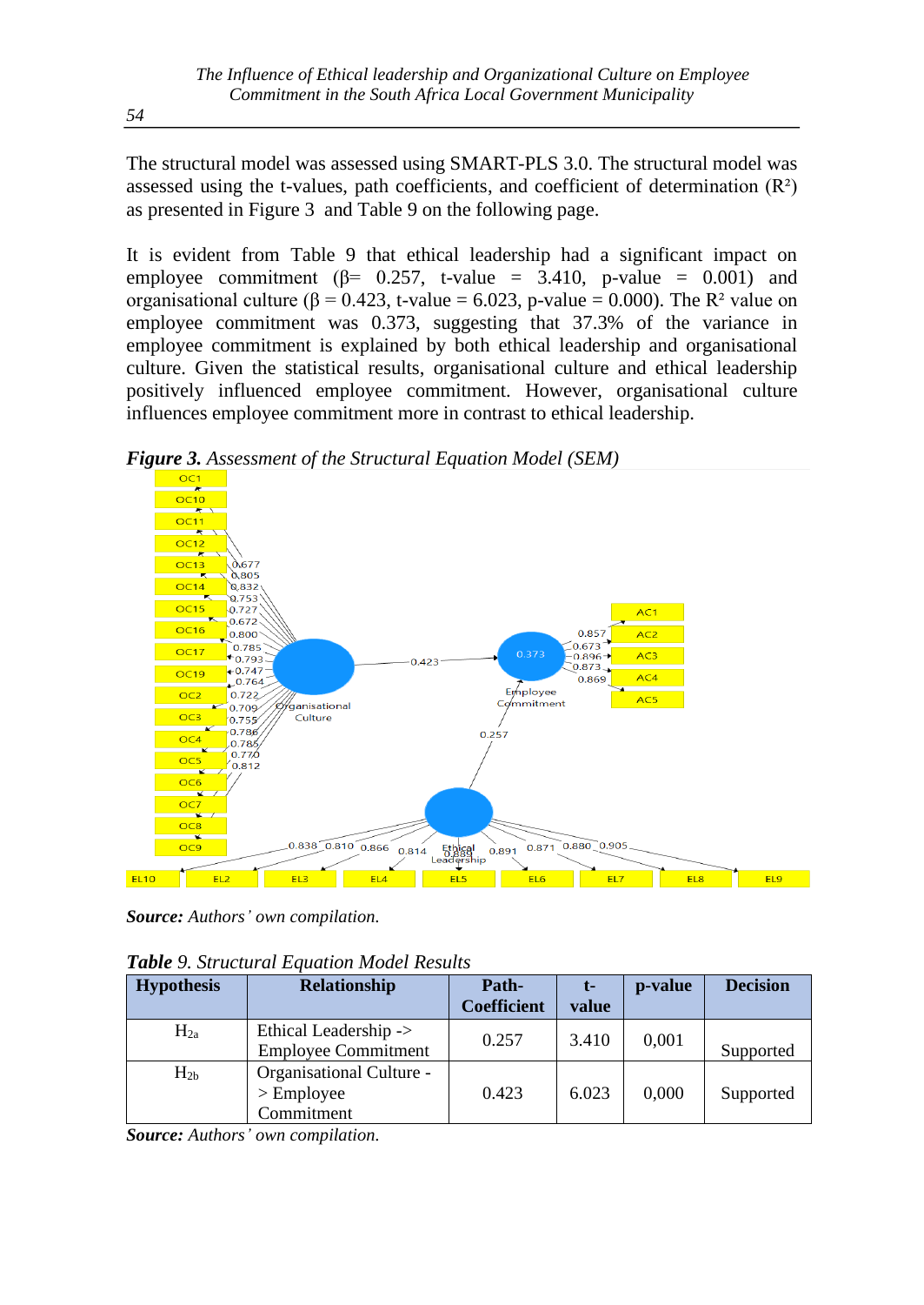The structural model was assessed using SMART-PLS 3.0. The structural model was assessed using the t-values, path coefficients, and coefficient of determination ($R^2$) as presented in Figure 3 and Table 9 on the following page.

It is evident from Table 9 that ethical leadership had a significant impact on employee commitment (β= 0.257, t-value = 3.410, p-value = 0.001) and organisational culture (β = 0.423, t-value = 6.023, p-value = 0.000). The $R^2$ value on employee commitment was 0.373, suggesting that 37.3% of the variance in employee commitment is explained by both ethical leadership and organisational culture. Given the statistical results, organisational culture and ethical leadership positively influenced employee commitment. However, organisational culture influences employee commitment more in contrast to ethical leadership.

***Figure 3.*** *Assessment of the Structural Equation Model (SEM)*

***Source:*** *Authors' own compilation.*

***Table*** *9. Structural Equation Model Results*

| Hypothesis | Relationship | Path-Coefficient | t-value | p-value | Decision |
|---|---|---|---|---|---|
| $H_{2a}$ | Ethical Leadership -> Employee Commitment | 0.257 | 3.410 | 0,001 | Supported |
| $H_{2b}$ | Organisational Culture -> Employee Commitment | 0.423 | 6.023 | 0,000 | Supported |

***Source:*** *Authors' own compilation.*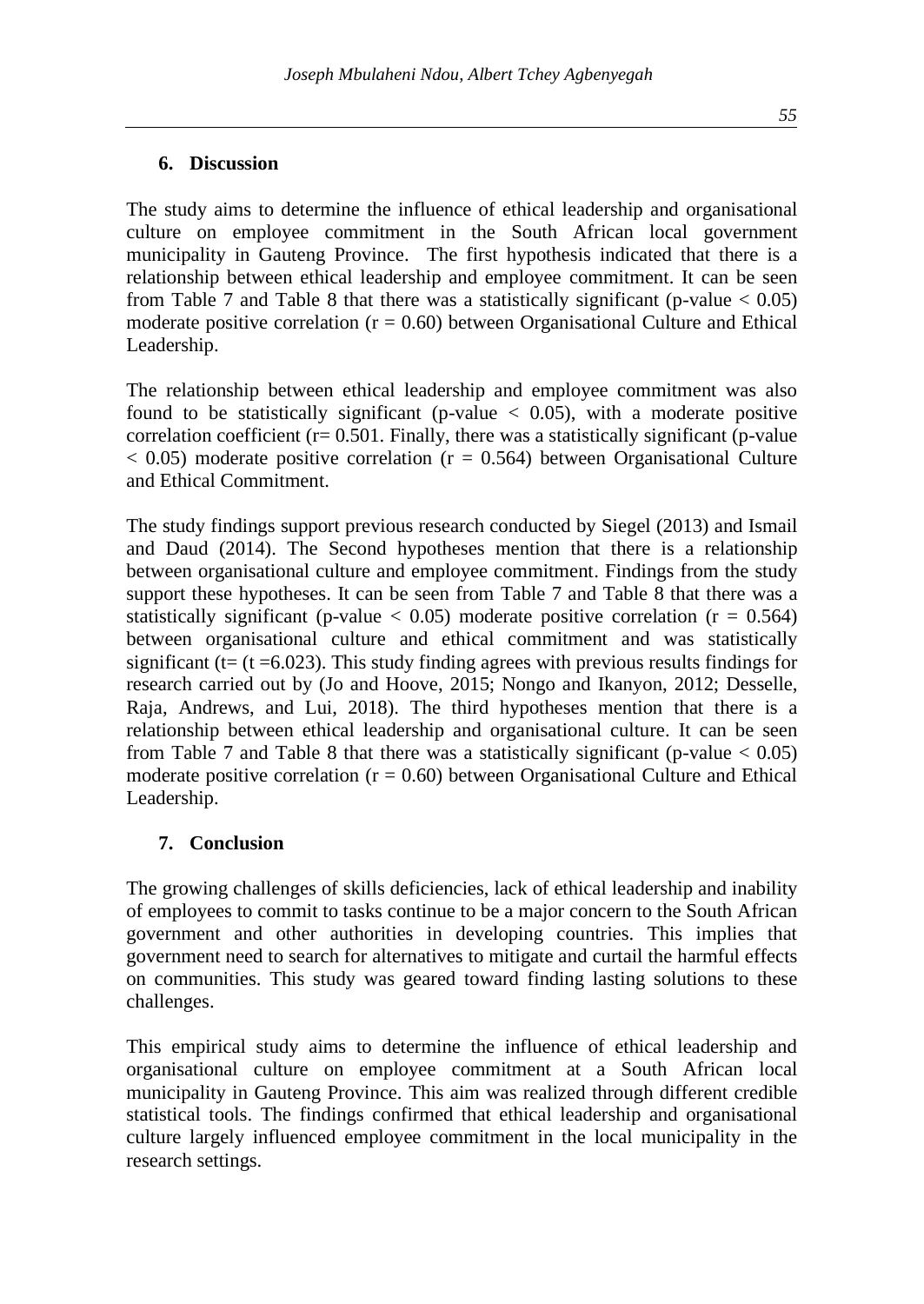## 6. Discussion

The study aims to determine the influence of ethical leadership and organisational culture on employee commitment in the South African local government municipality in Gauteng Province. The first hypothesis indicated that there is a relationship between ethical leadership and employee commitment. It can be seen from Table 7 and Table 8 that there was a statistically significant (p-value $< 0.05$) moderate positive correlation ($r = 0.60$) between Organisational Culture and Ethical Leadership.

The relationship between ethical leadership and employee commitment was also found to be statistically significant (p-value $< 0.05$), with a moderate positive correlation coefficient ($r= 0.501$. Finally, there was a statistically significant (p-value $< 0.05$) moderate positive correlation ($r = 0.564$) between Organisational Culture and Ethical Commitment.

The study findings support previous research conducted by Siegel (2013) and Ismail and Daud (2014). The Second hypotheses mention that there is a relationship between organisational culture and employee commitment. Findings from the study support these hypotheses. It can be seen from Table 7 and Table 8 that there was a statistically significant (p-value $< 0.05$) moderate positive correlation ($r = 0.564$) between organisational culture and ethical commitment and was statistically significant (t= (t =6.023). This study finding agrees with previous results findings for research carried out by (Jo and Hoove, 2015; Nongo and Ikanyon, 2012; Desselle, Raja, Andrews, and Lui, 2018). The third hypotheses mention that there is a relationship between ethical leadership and organisational culture. It can be seen from Table 7 and Table 8 that there was a statistically significant (p-value $< 0.05$) moderate positive correlation ($r = 0.60$) between Organisational Culture and Ethical Leadership.

## 7. Conclusion

The growing challenges of skills deficiencies, lack of ethical leadership and inability of employees to commit to tasks continue to be a major concern to the South African government and other authorities in developing countries. This implies that government need to search for alternatives to mitigate and curtail the harmful effects on communities. This study was geared toward finding lasting solutions to these challenges.

This empirical study aims to determine the influence of ethical leadership and organisational culture on employee commitment at a South African local municipality in Gauteng Province. This aim was realized through different credible statistical tools. The findings confirmed that ethical leadership and organisational culture largely influenced employee commitment in the local municipality in the research settings.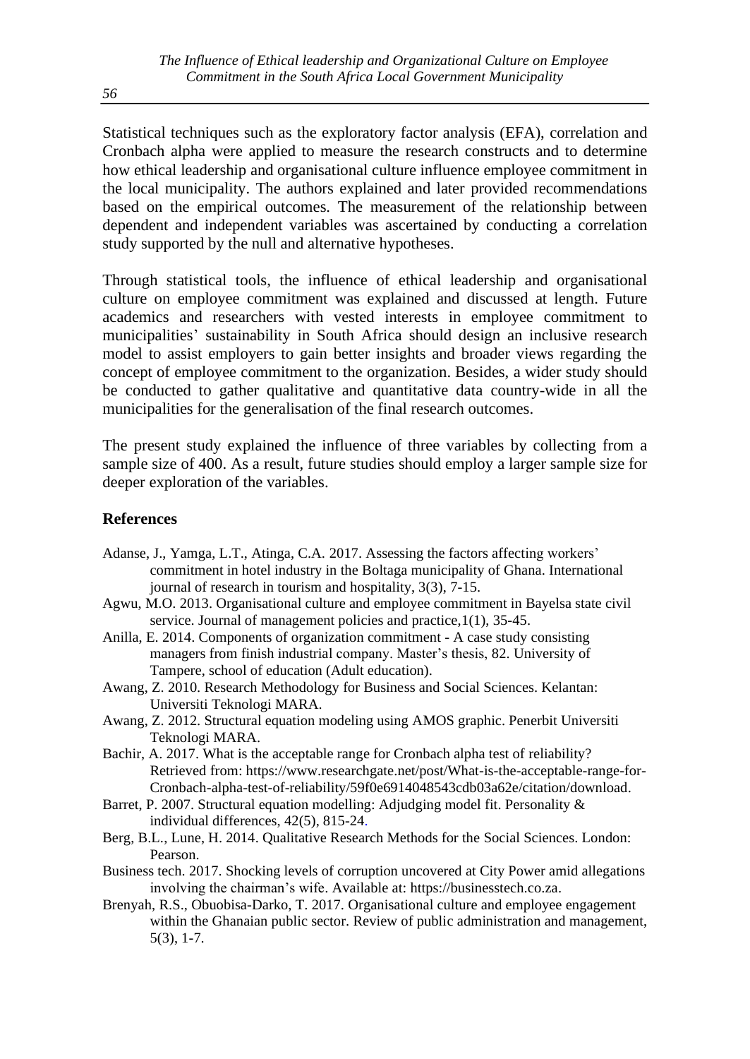Statistical techniques such as the exploratory factor analysis (EFA), correlation and Cronbach alpha were applied to measure the research constructs and to determine how ethical leadership and organisational culture influence employee commitment in the local municipality. The authors explained and later provided recommendations based on the empirical outcomes. The measurement of the relationship between dependent and independent variables was ascertained by conducting a correlation study supported by the null and alternative hypotheses.

Through statistical tools, the influence of ethical leadership and organisational culture on employee commitment was explained and discussed at length. Future academics and researchers with vested interests in employee commitment to municipalities' sustainability in South Africa should design an inclusive research model to assist employers to gain better insights and broader views regarding the concept of employee commitment to the organization. Besides, a wider study should be conducted to gather qualitative and quantitative data country-wide in all the municipalities for the generalisation of the final research outcomes.

The present study explained the influence of three variables by collecting from a sample size of 400. As a result, future studies should employ a larger sample size for deeper exploration of the variables.

## References

Adanse, J., Yamga, L.T., Atinga, C.A. 2017. Assessing the factors affecting workers' commitment in hotel industry in the Boltaga municipality of Ghana. International journal of research in tourism and hospitality, 3(3), 7-15.

Agwu, M.O. 2013. Organisational culture and employee commitment in Bayelsa state civil service. Journal of management policies and practice,1(1), 35-45.

Anilla, E. 2014. Components of organization commitment - A case study consisting managers from finish industrial company. Master's thesis, 82. University of Tampere, school of education (Adult education).

Awang, Z. 2010. Research Methodology for Business and Social Sciences. Kelantan: Universiti Teknologi MARA.

Awang, Z. 2012. Structural equation modeling using AMOS graphic. Penerbit Universiti Teknologi MARA.

Bachir, A. 2017. What is the acceptable range for Cronbach alpha test of reliability? Retrieved from: https://www.researchgate.net/post/What-is-the-acceptable-range-for-Cronbach-alpha-test-of-reliability/59f0e6914048543cdb03a62e/citation/download.

Barret, P. 2007. Structural equation modelling: Adjudging model fit. Personality & individual differences, 42(5), 815-24.

Berg, B.L., Lune, H. 2014. Qualitative Research Methods for the Social Sciences. London: Pearson.

Business tech. 2017. Shocking levels of corruption uncovered at City Power amid allegations involving the chairman's wife. Available at: https://businesstech.co.za.

Brenyah, R.S., Obuobisa-Darko, T. 2017. Organisational culture and employee engagement within the Ghanaian public sector. Review of public administration and management, 5(3), 1-7.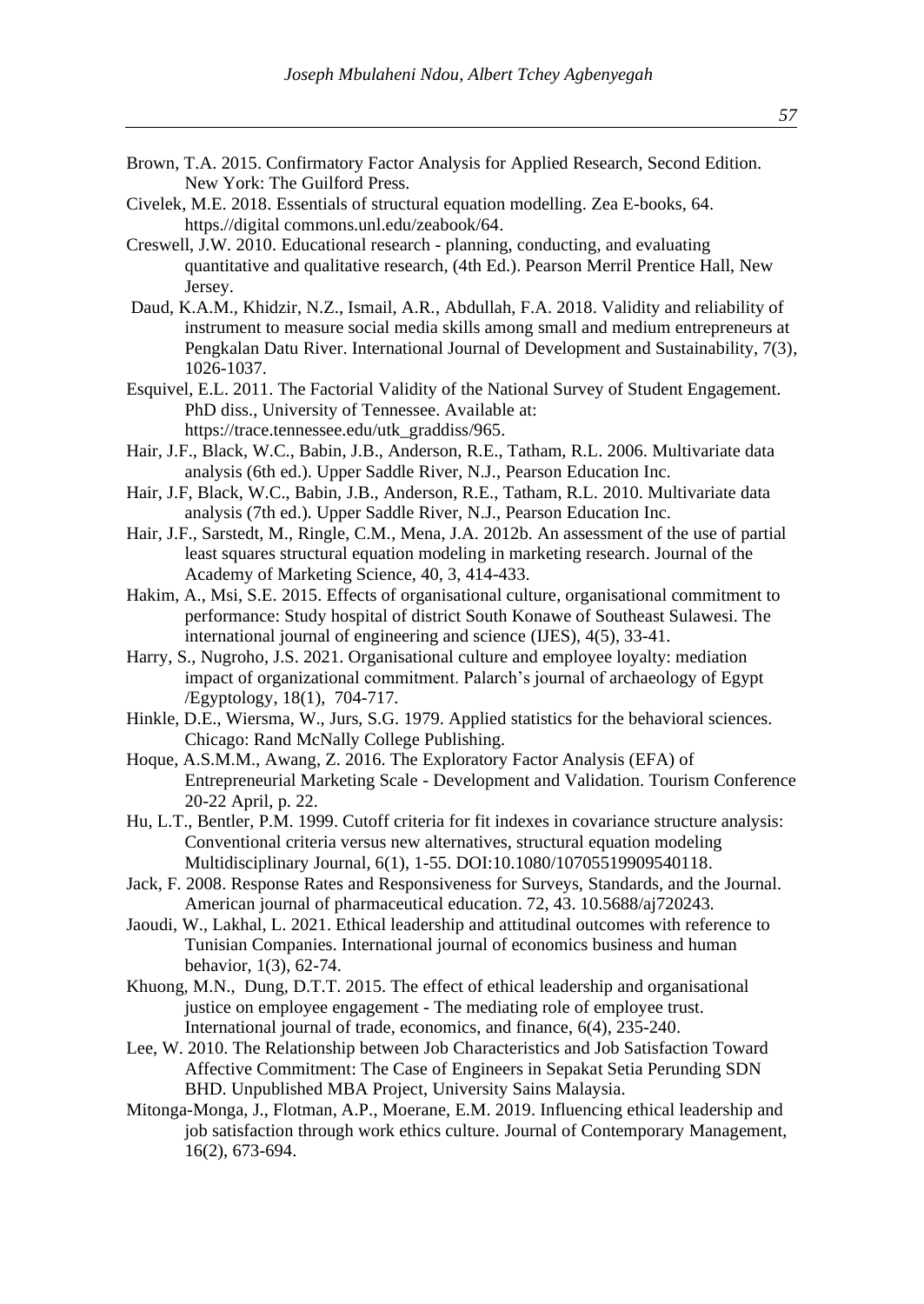Brown, T.A. 2015. Confirmatory Factor Analysis for Applied Research, Second Edition. New York: The Guilford Press.

Civelek, M.E. 2018. Essentials of structural equation modelling. Zea E-books, 64. https.//digital commons.unl.edu/zeabook/64.

Creswell, J.W. 2010. Educational research - planning, conducting, and evaluating quantitative and qualitative research, (4th Ed.). Pearson Merril Prentice Hall, New Jersey.

Daud, K.A.M., Khidzir, N.Z., Ismail, A.R., Abdullah, F.A. 2018. Validity and reliability of instrument to measure social media skills among small and medium entrepreneurs at Pengkalan Datu River. International Journal of Development and Sustainability, 7(3), 1026-1037.

Esquivel, E.L. 2011. The Factorial Validity of the National Survey of Student Engagement. PhD diss., University of Tennessee. Available at: https://trace.tennessee.edu/utk_graddiss/965.

Hair, J.F., Black, W.C., Babin, J.B., Anderson, R.E., Tatham, R.L. 2006. Multivariate data analysis (6th ed.). Upper Saddle River, N.J., Pearson Education Inc.

Hair, J.F, Black, W.C., Babin, J.B., Anderson, R.E., Tatham, R.L. 2010. Multivariate data analysis (7th ed.). Upper Saddle River, N.J., Pearson Education Inc.

Hair, J.F., Sarstedt, M., Ringle, C.M., Mena, J.A. 2012b. An assessment of the use of partial least squares structural equation modeling in marketing research. Journal of the Academy of Marketing Science, 40, 3, 414-433.

Hakim, A., Msi, S.E. 2015. Effects of organisational culture, organisational commitment to performance: Study hospital of district South Konawe of Southeast Sulawesi. The international journal of engineering and science (IJES), 4(5), 33-41.

Harry, S., Nugroho, J.S. 2021. Organisational culture and employee loyalty: mediation impact of organizational commitment. Palarch's journal of archaeology of Egypt /Egyptology, 18(1), 704-717.

Hinkle, D.E., Wiersma, W., Jurs, S.G. 1979. Applied statistics for the behavioral sciences. Chicago: Rand McNally College Publishing.

Hoque, A.S.M.M., Awang, Z. 2016. The Exploratory Factor Analysis (EFA) of Entrepreneurial Marketing Scale - Development and Validation. Tourism Conference 20-22 April, p. 22.

Hu, L.T., Bentler, P.M. 1999. Cutoff criteria for fit indexes in covariance structure analysis: Conventional criteria versus new alternatives, structural equation modeling Multidisciplinary Journal, 6(1), 1-55. DOI:10.1080/10705519909540118.

Jack, F. 2008. Response Rates and Responsiveness for Surveys, Standards, and the Journal. American journal of pharmaceutical education. 72, 43. 10.5688/aj720243.

Jaoudi, W., Lakhal, L. 2021. Ethical leadership and attitudinal outcomes with reference to Tunisian Companies. International journal of economics business and human behavior, 1(3), 62-74.

Khuong, M.N., Dung, D.T.T. 2015. The effect of ethical leadership and organisational justice on employee engagement - The mediating role of employee trust. International journal of trade, economics, and finance, 6(4), 235-240.

Lee, W. 2010. The Relationship between Job Characteristics and Job Satisfaction Toward Affective Commitment: The Case of Engineers in Sepakat Setia Perunding SDN BHD. Unpublished MBA Project, University Sains Malaysia.

Mitonga-Monga, J., Flotman, A.P., Moerane, E.M. 2019. Influencing ethical leadership and job satisfaction through work ethics culture. Journal of Contemporary Management, 16(2), 673-694.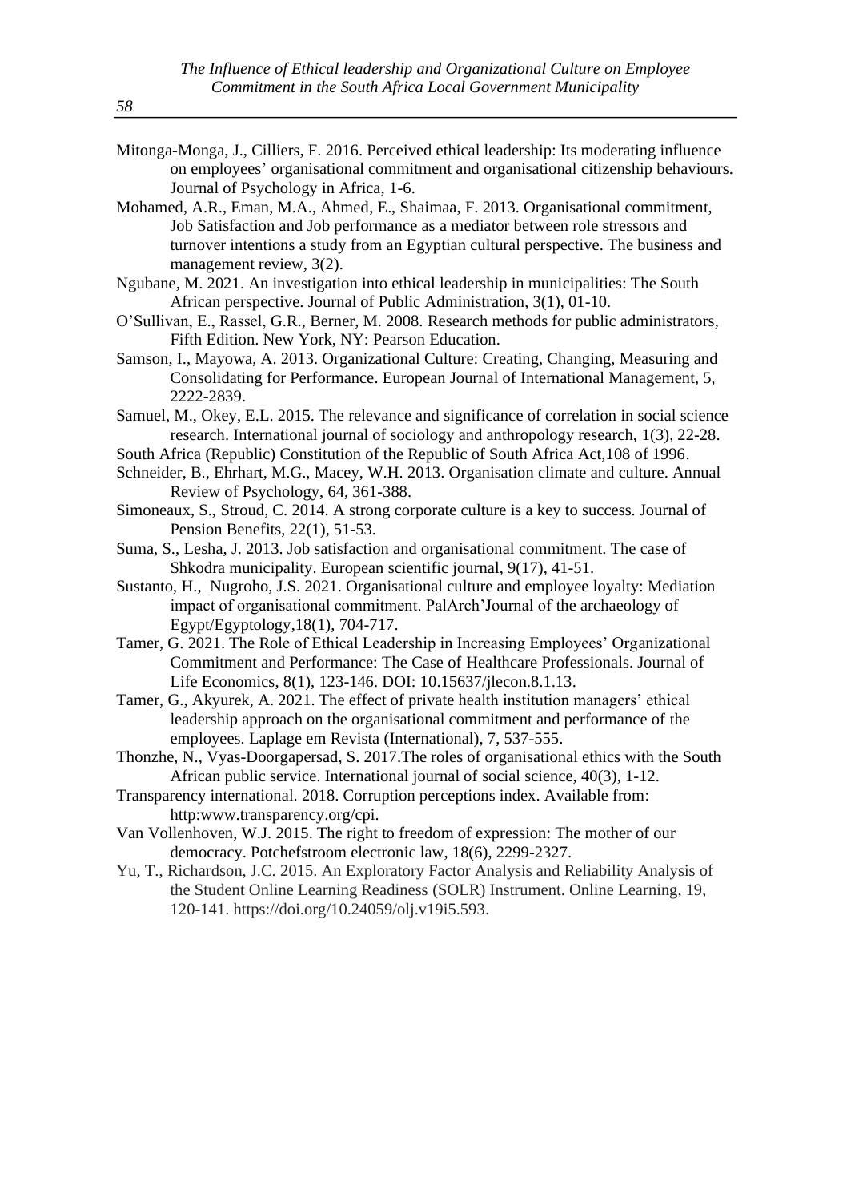Mitonga-Monga, J., Cilliers, F. 2016. Perceived ethical leadership: Its moderating influence on employees' organisational commitment and organisational citizenship behaviours. Journal of Psychology in Africa, 1-6.

Mohamed, A.R., Eman, M.A., Ahmed, E., Shaimaa, F. 2013. Organisational commitment, Job Satisfaction and Job performance as a mediator between role stressors and turnover intentions a study from an Egyptian cultural perspective. The business and management review, 3(2).

Ngubane, M. 2021. An investigation into ethical leadership in municipalities: The South African perspective. Journal of Public Administration, 3(1), 01-10.

O'Sullivan, E., Rassel, G.R., Berner, M. 2008. Research methods for public administrators, Fifth Edition. New York, NY: Pearson Education.

Samson, I., Mayowa, A. 2013. Organizational Culture: Creating, Changing, Measuring and Consolidating for Performance. European Journal of International Management, 5, 2222-2839.

Samuel, M., Okey, E.L. 2015. The relevance and significance of correlation in social science research. International journal of sociology and anthropology research, 1(3), 22-28.

South Africa (Republic) Constitution of the Republic of South Africa Act,108 of 1996.

Schneider, B., Ehrhart, M.G., Macey, W.H. 2013. Organisation climate and culture. Annual Review of Psychology, 64, 361-388.

Simoneaux, S., Stroud, C. 2014. A strong corporate culture is a key to success. Journal of Pension Benefits, 22(1), 51-53.

Suma, S., Lesha, J. 2013. Job satisfaction and organisational commitment. The case of Shkodra municipality. European scientific journal, 9(17), 41-51.

Sustanto, H., Nugroho, J.S. 2021. Organisational culture and employee loyalty: Mediation impact of organisational commitment. PalArch'Journal of the archaeology of Egypt/Egyptology,18(1), 704-717.

Tamer, G. 2021. The Role of Ethical Leadership in Increasing Employees' Organizational Commitment and Performance: The Case of Healthcare Professionals. Journal of Life Economics, 8(1), 123-146. DOI: 10.15637/jlecon.8.1.13.

Tamer, G., Akyurek, A. 2021. The effect of private health institution managers' ethical leadership approach on the organisational commitment and performance of the employees. Laplage em Revista (International), 7, 537-555.

Thonzhe, N., Vyas-Doorgapersad, S. 2017.The roles of organisational ethics with the South African public service. International journal of social science, 40(3), 1-12.

Transparency international. 2018. Corruption perceptions index. Available from: http:www.transparency.org/cpi.

Van Vollenhoven, W.J. 2015. The right to freedom of expression: The mother of our democracy. Potchefstroom electronic law, 18(6), 2299-2327.

Yu, T., Richardson, J.C. 2015. An Exploratory Factor Analysis and Reliability Analysis of the Student Online Learning Readiness (SOLR) Instrument. Online Learning, 19, 120-141. https://doi.org/10.24059/olj.v19i5.593.